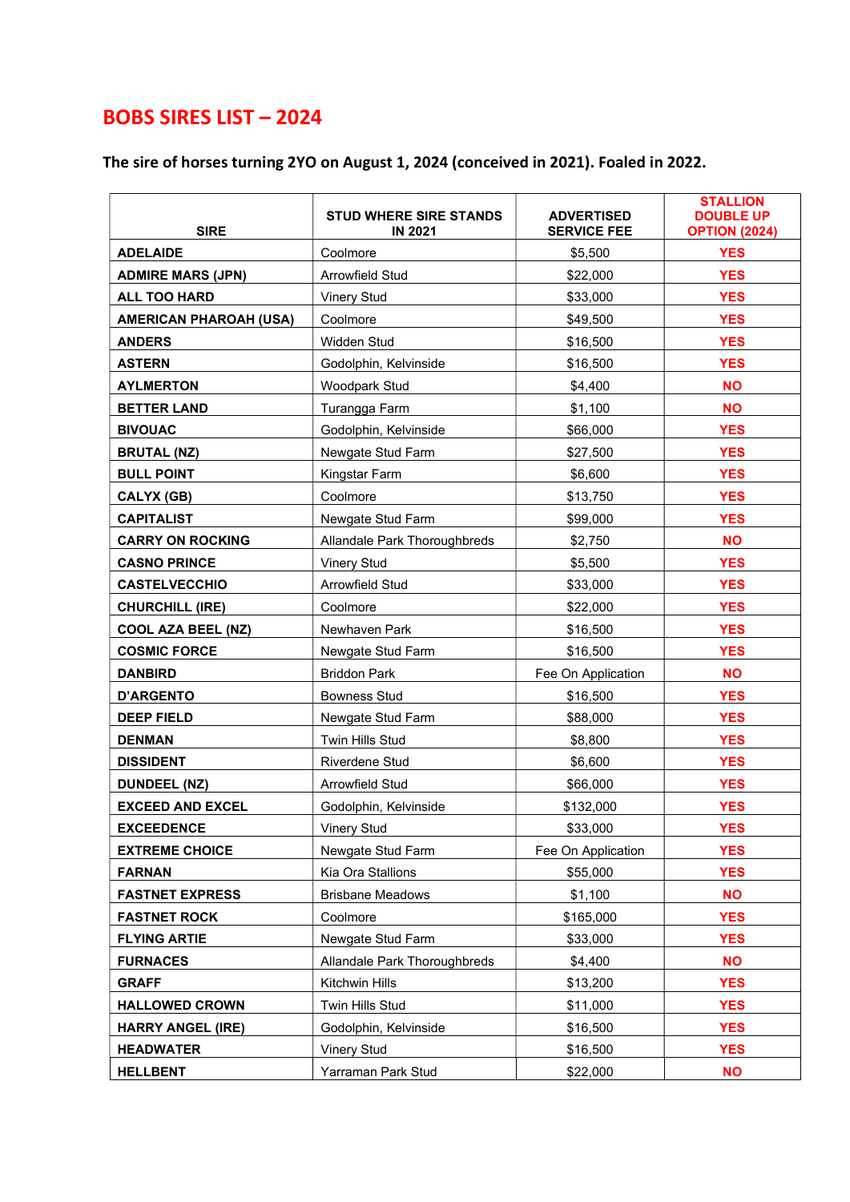# BOBS SIRES LIST – 2024

**The sire of horses turning 2YO on August 1, 2024 (conceived in 2021). Foaled in 2022.**

| SIRE | STUD WHERE SIRE STANDS IN 2021 | ADVERTISED SERVICE FEE | STALLION DOUBLE UP OPTION (2024) |
|---|---|---|---|
| ADELAIDE | Coolmore | $5,500 | YES |
| ADMIRE MARS (JPN) | Arrowfield Stud | $22,000 | YES |
| ALL TOO HARD | Vinery Stud | $33,000 | YES |
| AMERICAN PHAROAH (USA) | Coolmore | $49,500 | YES |
| ANDERS | Widden Stud | $16,500 | YES |
| ASTERN | Godolphin, Kelvinside | $16,500 | YES |
| AYLMERTON | Woodpark Stud | $4,400 | NO |
| BETTER LAND | Turangga Farm | $1,100 | NO |
| BIVOUAC | Godolphin, Kelvinside | $66,000 | YES |
| BRUTAL (NZ) | Newgate Stud Farm | $27,500 | YES |
| BULL POINT | Kingstar Farm | $6,600 | YES |
| CALYX (GB) | Coolmore | $13,750 | YES |
| CAPITALIST | Newgate Stud Farm | $99,000 | YES |
| CARRY ON ROCKING | Allandale Park Thoroughbreds | $2,750 | NO |
| CASNO PRINCE | Vinery Stud | $5,500 | YES |
| CASTELVECCHIO | Arrowfield Stud | $33,000 | YES |
| CHURCHILL (IRE) | Coolmore | $22,000 | YES |
| COOL AZA BEEL (NZ) | Newhaven Park | $16,500 | YES |
| COSMIC FORCE | Newgate Stud Farm | $16,500 | YES |
| DANBIRD | Briddon Park | Fee On Application | NO |
| D'ARGENTO | Bowness Stud | $16,500 | YES |
| DEEP FIELD | Newgate Stud Farm | $88,000 | YES |
| DENMAN | Twin Hills Stud | $8,800 | YES |
| DISSIDENT | Riverdene Stud | $6,600 | YES |
| DUNDEEL (NZ) | Arrowfield Stud | $66,000 | YES |
| EXCEED AND EXCEL | Godolphin, Kelvinside | $132,000 | YES |
| EXCEEDENCE | Vinery Stud | $33,000 | YES |
| EXTREME CHOICE | Newgate Stud Farm | Fee On Application | YES |
| FARNAN | Kia Ora Stallions | $55,000 | YES |
| FASTNET EXPRESS | Brisbane Meadows | $1,100 | NO |
| FASTNET ROCK | Coolmore | $165,000 | YES |
| FLYING ARTIE | Newgate Stud Farm | $33,000 | YES |
| FURNACES | Allandale Park Thoroughbreds | $4,400 | NO |
| GRAFF | Kitchwin Hills | $13,200 | YES |
| HALLOWED CROWN | Twin Hills Stud | $11,000 | YES |
| HARRY ANGEL (IRE) | Godolphin, Kelvinside | $16,500 | YES |
| HEADWATER | Vinery Stud | $16,500 | YES |
| HELLBENT | Yarraman Park Stud | $22,000 | NO |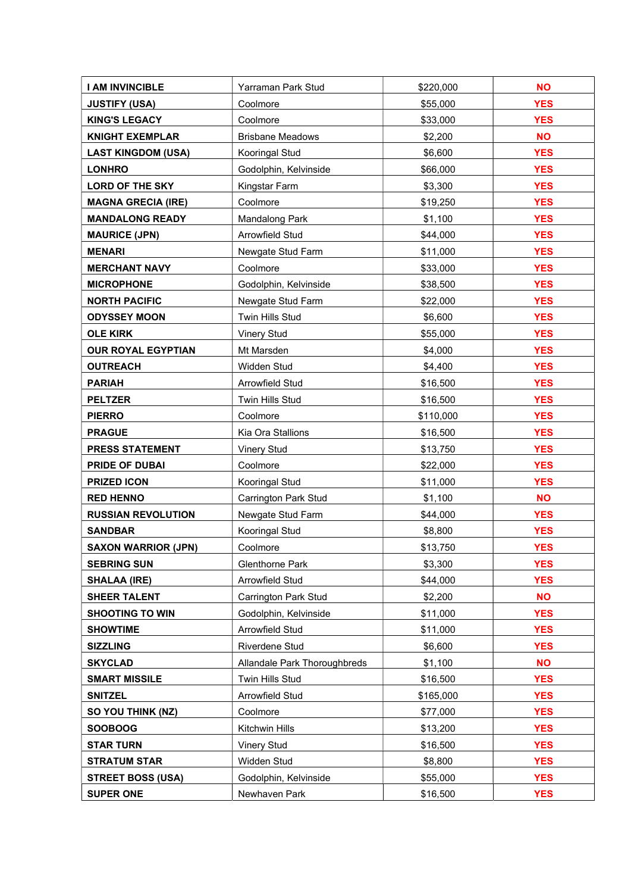| | | | |
|---|---|---|---|
| **I AM INVINCIBLE** | Yarraman Park Stud | $220,000 | **NO** |
| **JUSTIFY (USA)** | Coolmore | $55,000 | **YES** |
| **KING'S LEGACY** | Coolmore | $33,000 | **YES** |
| **KNIGHT EXEMPLAR** | Brisbane Meadows | $2,200 | **NO** |
| **LAST KINGDOM (USA)** | Kooringal Stud | $6,600 | **YES** |
| **LONHRO** | Godolphin, Kelvinside | $66,000 | **YES** |
| **LORD OF THE SKY** | Kingstar Farm | $3,300 | **YES** |
| **MAGNA GRECIA (IRE)** | Coolmore | $19,250 | **YES** |
| **MANDALONG READY** | Mandalong Park | $1,100 | **YES** |
| **MAURICE (JPN)** | Arrowfield Stud | $44,000 | **YES** |
| **MENARI** | Newgate Stud Farm | $11,000 | **YES** |
| **MERCHANT NAVY** | Coolmore | $33,000 | **YES** |
| **MICROPHONE** | Godolphin, Kelvinside | $38,500 | **YES** |
| **NORTH PACIFIC** | Newgate Stud Farm | $22,000 | **YES** |
| **ODYSSEY MOON** | Twin Hills Stud | $6,600 | **YES** |
| **OLE KIRK** | Vinery Stud | $55,000 | **YES** |
| **OUR ROYAL EGYPTIAN** | Mt Marsden | $4,000 | **YES** |
| **OUTREACH** | Widden Stud | $4,400 | **YES** |
| **PARIAH** | Arrowfield Stud | $16,500 | **YES** |
| **PELTZER** | Twin Hills Stud | $16,500 | **YES** |
| **PIERRO** | Coolmore | $110,000 | **YES** |
| **PRAGUE** | Kia Ora Stallions | $16,500 | **YES** |
| **PRESS STATEMENT** | Vinery Stud | $13,750 | **YES** |
| **PRIDE OF DUBAI** | Coolmore | $22,000 | **YES** |
| **PRIZED ICON** | Kooringal Stud | $11,000 | **YES** |
| **RED HENNO** | Carrington Park Stud | $1,100 | **NO** |
| **RUSSIAN REVOLUTION** | Newgate Stud Farm | $44,000 | **YES** |
| **SANDBAR** | Kooringal Stud | $8,800 | **YES** |
| **SAXON WARRIOR (JPN)** | Coolmore | $13,750 | **YES** |
| **SEBRING SUN** | Glenthorne Park | $3,300 | **YES** |
| **SHALAA (IRE)** | Arrowfield Stud | $44,000 | **YES** |
| **SHEER TALENT** | Carrington Park Stud | $2,200 | **NO** |
| **SHOOTING TO WIN** | Godolphin, Kelvinside | $11,000 | **YES** |
| **SHOWTIME** | Arrowfield Stud | $11,000 | **YES** |
| **SIZZLING** | Riverdene Stud | $6,600 | **YES** |
| **SKYCLAD** | Allandale Park Thoroughbreds | $1,100 | **NO** |
| **SMART MISSILE** | Twin Hills Stud | $16,500 | **YES** |
| **SNITZEL** | Arrowfield Stud | $165,000 | **YES** |
| **SO YOU THINK (NZ)** | Coolmore | $77,000 | **YES** |
| **SOOBOOG** | Kitchwin Hills | $13,200 | **YES** |
| **STAR TURN** | Vinery Stud | $16,500 | **YES** |
| **STRATUM STAR** | Widden Stud | $8,800 | **YES** |
| **STREET BOSS (USA)** | Godolphin, Kelvinside | $55,000 | **YES** |
| **SUPER ONE** | Newhaven Park | $16,500 | **YES** |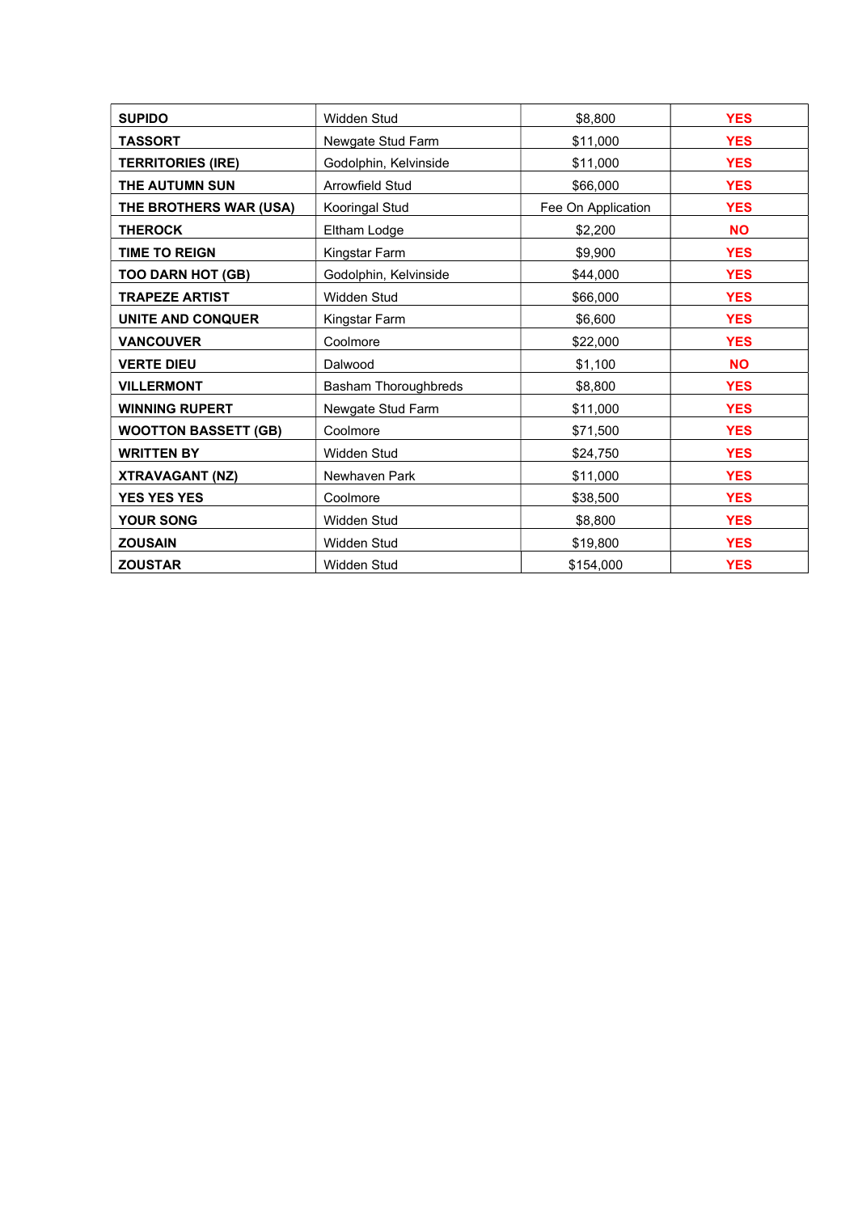| | | | |
|---|---|---|---|
| **SUPIDO** | Widden Stud | $8,800 | **YES** |
| **TASSORT** | Newgate Stud Farm | $11,000 | **YES** |
| **TERRITORIES (IRE)** | Godolphin, Kelvinside | $11,000 | **YES** |
| **THE AUTUMN SUN** | Arrowfield Stud | $66,000 | **YES** |
| **THE BROTHERS WAR (USA)** | Kooringal Stud | Fee On Application | **YES** |
| **THEROCK** | Eltham Lodge | $2,200 | **NO** |
| **TIME TO REIGN** | Kingstar Farm | $9,900 | **YES** |
| **TOO DARN HOT (GB)** | Godolphin, Kelvinside | $44,000 | **YES** |
| **TRAPEZE ARTIST** | Widden Stud | $66,000 | **YES** |
| **UNITE AND CONQUER** | Kingstar Farm | $6,600 | **YES** |
| **VANCOUVER** | Coolmore | $22,000 | **YES** |
| **VERTE DIEU** | Dalwood | $1,100 | **NO** |
| **VILLERMONT** | Basham Thoroughbreds | $8,800 | **YES** |
| **WINNING RUPERT** | Newgate Stud Farm | $11,000 | **YES** |
| **WOOTTON BASSETT (GB)** | Coolmore | $71,500 | **YES** |
| **WRITTEN BY** | Widden Stud | $24,750 | **YES** |
| **XTRAVAGANT (NZ)** | Newhaven Park | $11,000 | **YES** |
| **YES YES YES** | Coolmore | $38,500 | **YES** |
| **YOUR SONG** | Widden Stud | $8,800 | **YES** |
| **ZOUSAIN** | Widden Stud | $19,800 | **YES** |
| **ZOUSTAR** | Widden Stud | $154,000 | **YES** |